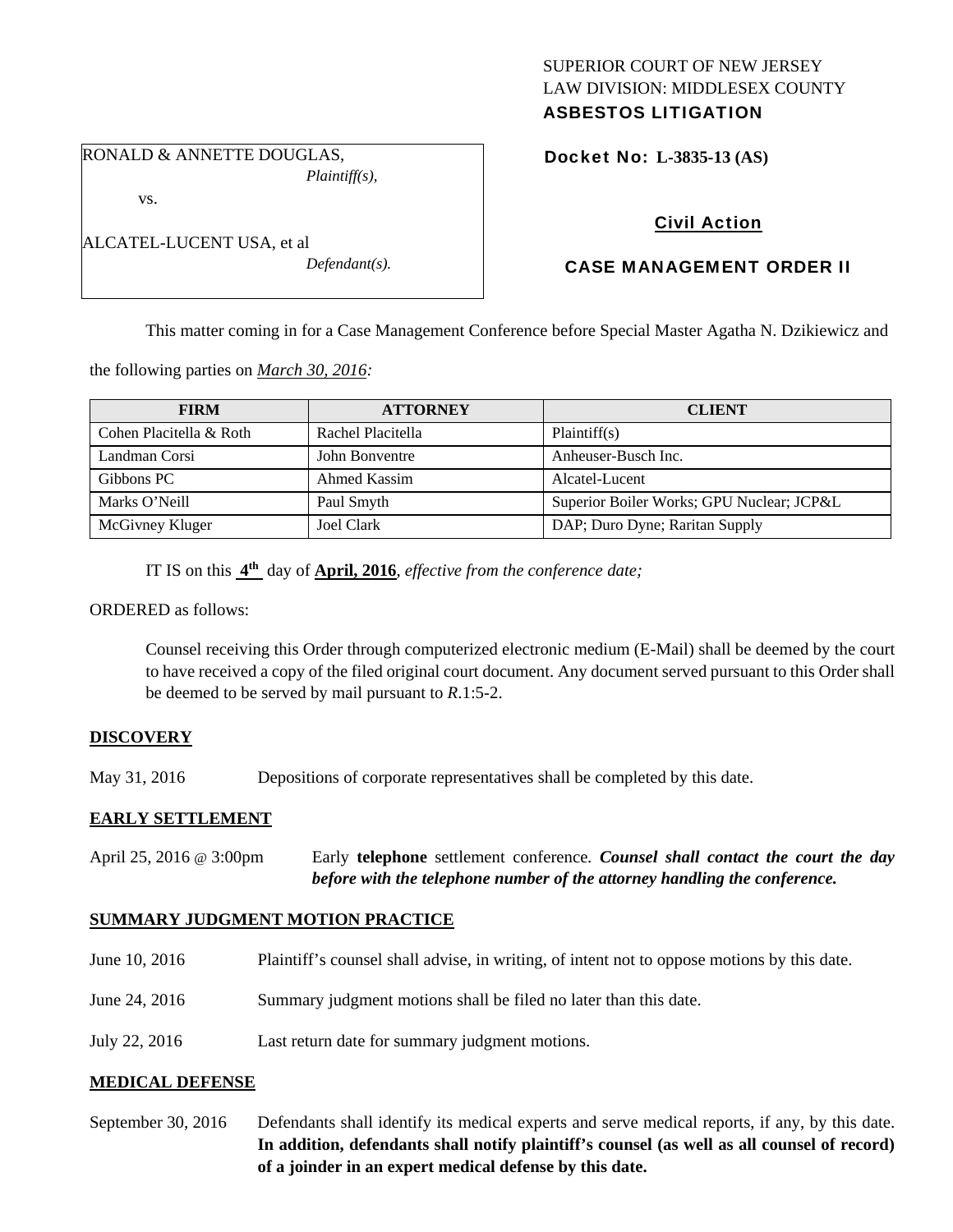SUPERIOR COURT OF NEW JERSEY
LAW DIVISION: MIDDLESEX COUNTY
**ASBESTOS LITIGATION**

RONALD & ANNETTE DOUGLAS,
*Plaintiff(s),*

vs.

ALCATEL-LUCENT USA, et al
*Defendant(s).*

**Docket No: L-3835-13 (AS)**

**Civil Action**

**CASE MANAGEMENT ORDER II**

This matter coming in for a Case Management Conference before Special Master Agatha N. Dzikiewicz and the following parties on *March 30, 2016:*

| FIRM | ATTORNEY | CLIENT |
|---|---|---|
| Cohen Placitella & Roth | Rachel Placitella | Plaintiff(s) |
| Landman Corsi | John Bonventre | Anheuser-Busch Inc. |
| Gibbons PC | Ahmed Kassim | Alcatel-Lucent |
| Marks O'Neill | Paul Smyth | Superior Boiler Works; GPU Nuclear; JCP&L |
| McGivney Kluger | Joel Clark | DAP; Duro Dyne; Raritan Supply |

IT IS on this **4th** day of **April, 2016**, *effective from the conference date;*

ORDERED as follows:

Counsel receiving this Order through computerized electronic medium (E-Mail) shall be deemed by the court to have received a copy of the filed original court document. Any document served pursuant to this Order shall be deemed to be served by mail pursuant to *R*.1:5-2.

**DISCOVERY**

May 31, 2016 — Depositions of corporate representatives shall be completed by this date.

**EARLY SETTLEMENT**

April 25, 2016 @ 3:00pm — Early **telephone** settlement conference. ***Counsel shall contact the court the day before with the telephone number of the attorney handling the conference.***

**SUMMARY JUDGMENT MOTION PRACTICE**

June 10, 2016 — Plaintiff's counsel shall advise, in writing, of intent not to oppose motions by this date.

June 24, 2016 — Summary judgment motions shall be filed no later than this date.

July 22, 2016 — Last return date for summary judgment motions.

**MEDICAL DEFENSE**

September 30, 2016 — Defendants shall identify its medical experts and serve medical reports, if any, by this date. **In addition, defendants shall notify plaintiff's counsel (as well as all counsel of record) of a joinder in an expert medical defense by this date.**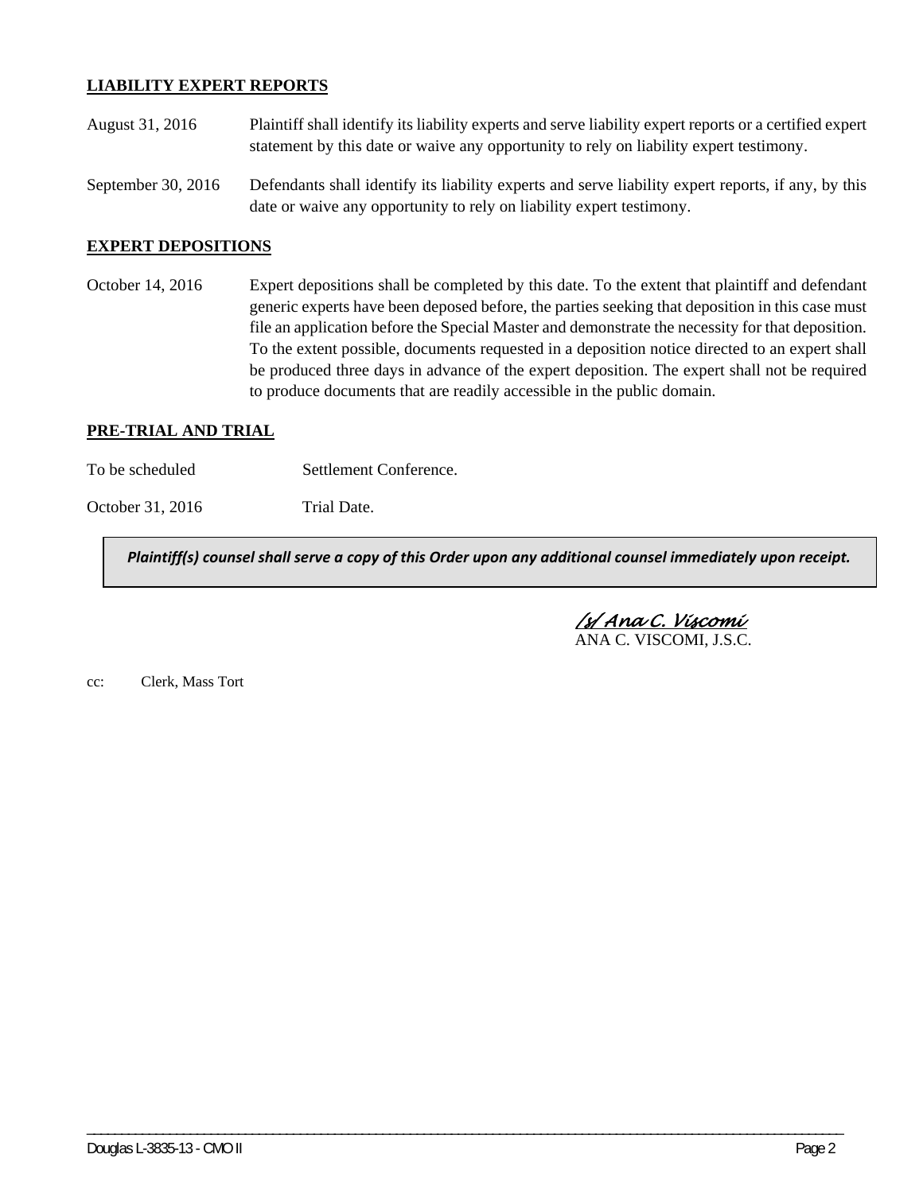**LIABILITY EXPERT REPORTS**

| | |
|---|---|
| August 31, 2016 | Plaintiff shall identify its liability experts and serve liability expert reports or a certified expert statement by this date or waive any opportunity to rely on liability expert testimony. |
| September 30, 2016 | Defendants shall identify its liability experts and serve liability expert reports, if any, by this date or waive any opportunity to rely on liability expert testimony. |

**EXPERT DEPOSITIONS**

| | |
|---|---|
| October 14, 2016 | Expert depositions shall be completed by this date. To the extent that plaintiff and defendant generic experts have been deposed before, the parties seeking that deposition in this case must file an application before the Special Master and demonstrate the necessity for that deposition. To the extent possible, documents requested in a deposition notice directed to an expert shall be produced three days in advance of the expert deposition. The expert shall not be required to produce documents that are readily accessible in the public domain. |

**PRE-TRIAL AND TRIAL**

| | |
|---|---|
| To be scheduled | Settlement Conference. |
| October 31, 2016 | Trial Date. |

***Plaintiff(s) counsel shall serve a copy of this Order upon any additional counsel immediately upon receipt.***

/s/ Ana C. Viscomi
ANA C. VISCOMI, J.S.C.

cc: Clerk, Mass Tort